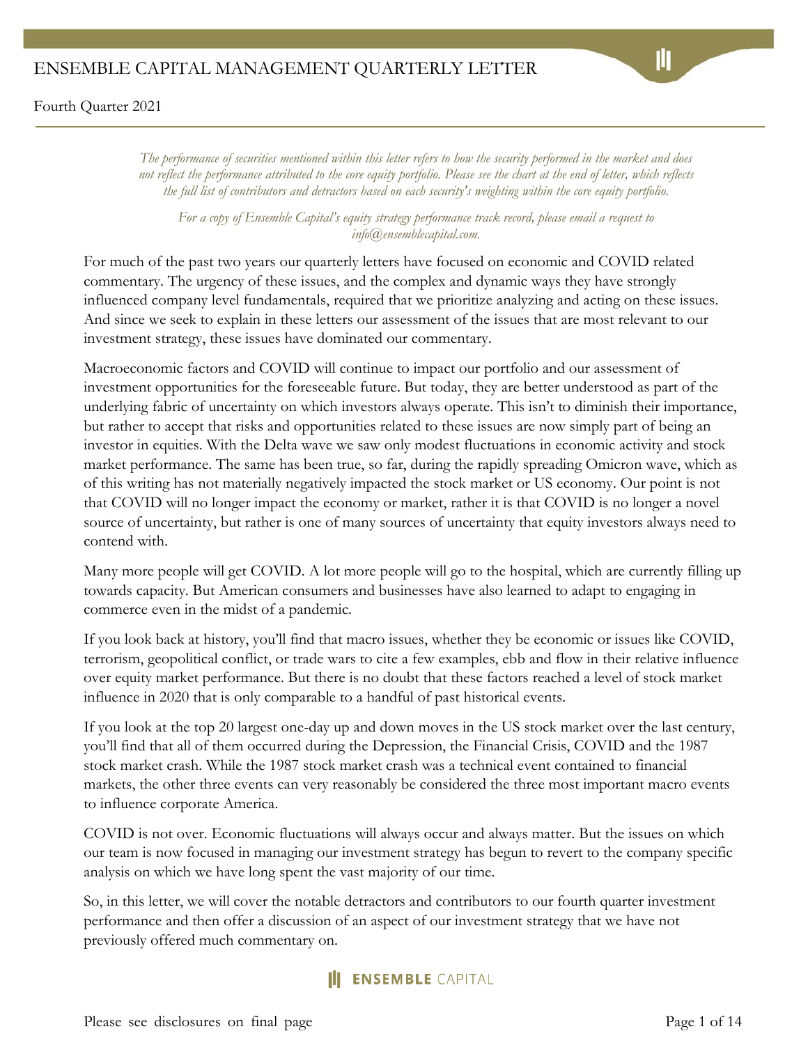# ENSEMBLE CAPITAL MANAGEMENT QUARTERLY LETTER

Fourth Quarter 2021

*The performance of securities mentioned within this letter refers to how the security performed in the market and does not reflect the performance attributed to the core equity portfolio. Please see the chart at the end of letter, which reflects the full list of contributors and detractors based on each security's weighting within the core equity portfolio.*

*For a copy of Ensemble Capital's equity strategy performance track record, please email a request to info@ensemblecapital.com.*

For much of the past two years our quarterly letters have focused on economic and COVID related commentary. The urgency of these issues, and the complex and dynamic ways they have strongly influenced company level fundamentals, required that we prioritize analyzing and acting on these issues. And since we seek to explain in these letters our assessment of the issues that are most relevant to our investment strategy, these issues have dominated our commentary.

Macroeconomic factors and COVID will continue to impact our portfolio and our assessment of investment opportunities for the foreseeable future. But today, they are better understood as part of the underlying fabric of uncertainty on which investors always operate. This isn't to diminish their importance, but rather to accept that risks and opportunities related to these issues are now simply part of being an investor in equities. With the Delta wave we saw only modest fluctuations in economic activity and stock market performance. The same has been true, so far, during the rapidly spreading Omicron wave, which as of this writing has not materially negatively impacted the stock market or US economy. Our point is not that COVID will no longer impact the economy or market, rather it is that COVID is no longer a novel source of uncertainty, but rather is one of many sources of uncertainty that equity investors always need to contend with.

Many more people will get COVID. A lot more people will go to the hospital, which are currently filling up towards capacity. But American consumers and businesses have also learned to adapt to engaging in commerce even in the midst of a pandemic.

If you look back at history, you'll find that macro issues, whether they be economic or issues like COVID, terrorism, geopolitical conflict, or trade wars to cite a few examples, ebb and flow in their relative influence over equity market performance. But there is no doubt that these factors reached a level of stock market influence in 2020 that is only comparable to a handful of past historical events.

If you look at the top 20 largest one-day up and down moves in the US stock market over the last century, you'll find that all of them occurred during the Depression, the Financial Crisis, COVID and the 1987 stock market crash. While the 1987 stock market crash was a technical event contained to financial markets, the other three events can very reasonably be considered the three most important macro events to influence corporate America.

COVID is not over. Economic fluctuations will always occur and always matter. But the issues on which our team is now focused in managing our investment strategy has begun to revert to the company specific analysis on which we have long spent the vast majority of our time.

So, in this letter, we will cover the notable detractors and contributors to our fourth quarter investment performance and then offer a discussion of an aspect of our investment strategy that we have not previously offered much commentary on.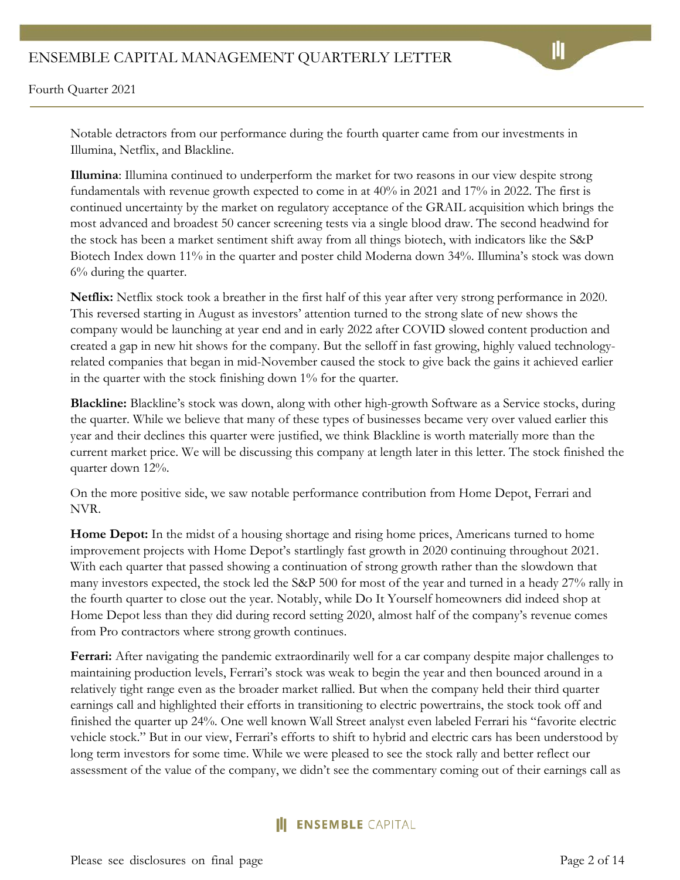Notable detractors from our performance during the fourth quarter came from our investments in Illumina, Netflix, and Blackline.

**Illumina**: Illumina continued to underperform the market for two reasons in our view despite strong fundamentals with revenue growth expected to come in at 40% in 2021 and 17% in 2022. The first is continued uncertainty by the market on regulatory acceptance of the GRAIL acquisition which brings the most advanced and broadest 50 cancer screening tests via a single blood draw. The second headwind for the stock has been a market sentiment shift away from all things biotech, with indicators like the S&P Biotech Index down 11% in the quarter and poster child Moderna down 34%. Illumina's stock was down 6% during the quarter.

**Netflix:** Netflix stock took a breather in the first half of this year after very strong performance in 2020. This reversed starting in August as investors' attention turned to the strong slate of new shows the company would be launching at year end and in early 2022 after COVID slowed content production and created a gap in new hit shows for the company. But the selloff in fast growing, highly valued technology-related companies that began in mid-November caused the stock to give back the gains it achieved earlier in the quarter with the stock finishing down 1% for the quarter.

**Blackline:** Blackline's stock was down, along with other high-growth Software as a Service stocks, during the quarter. While we believe that many of these types of businesses became very over valued earlier this year and their declines this quarter were justified, we think Blackline is worth materially more than the current market price. We will be discussing this company at length later in this letter. The stock finished the quarter down 12%.

On the more positive side, we saw notable performance contribution from Home Depot, Ferrari and NVR.

**Home Depot:** In the midst of a housing shortage and rising home prices, Americans turned to home improvement projects with Home Depot's startlingly fast growth in 2020 continuing throughout 2021. With each quarter that passed showing a continuation of strong growth rather than the slowdown that many investors expected, the stock led the S&P 500 for most of the year and turned in a heady 27% rally in the fourth quarter to close out the year. Notably, while Do It Yourself homeowners did indeed shop at Home Depot less than they did during record setting 2020, almost half of the company's revenue comes from Pro contractors where strong growth continues.

**Ferrari:** After navigating the pandemic extraordinarily well for a car company despite major challenges to maintaining production levels, Ferrari's stock was weak to begin the year and then bounced around in a relatively tight range even as the broader market rallied. But when the company held their third quarter earnings call and highlighted their efforts in transitioning to electric powertrains, the stock took off and finished the quarter up 24%. One well known Wall Street analyst even labeled Ferrari his "favorite electric vehicle stock." But in our view, Ferrari's efforts to shift to hybrid and electric cars has been understood by long term investors for some time. While we were pleased to see the stock rally and better reflect our assessment of the value of the company, we didn't see the commentary coming out of their earnings call as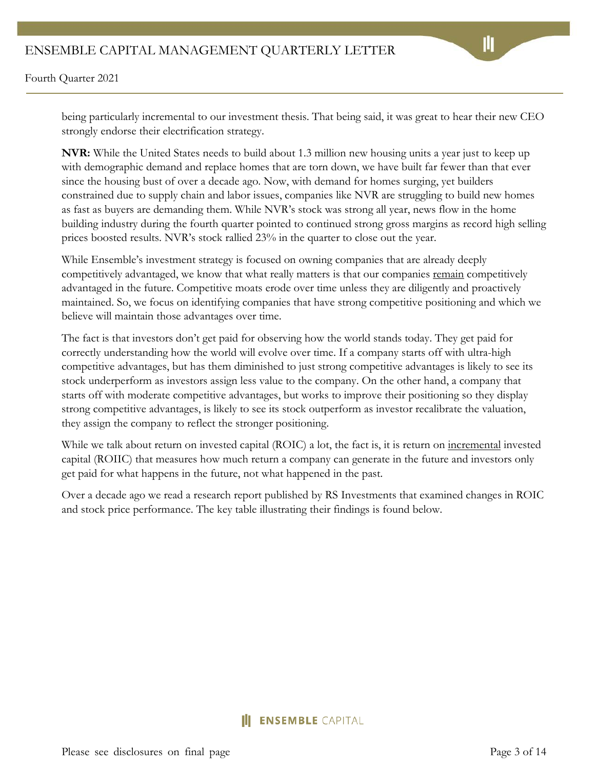being particularly incremental to our investment thesis. That being said, it was great to hear their new CEO strongly endorse their electrification strategy.

**NVR:** While the United States needs to build about 1.3 million new housing units a year just to keep up with demographic demand and replace homes that are torn down, we have built far fewer than that ever since the housing bust of over a decade ago. Now, with demand for homes surging, yet builders constrained due to supply chain and labor issues, companies like NVR are struggling to build new homes as fast as buyers are demanding them. While NVR's stock was strong all year, news flow in the home building industry during the fourth quarter pointed to continued strong gross margins as record high selling prices boosted results. NVR's stock rallied 23% in the quarter to close out the year.

While Ensemble's investment strategy is focused on owning companies that are already deeply competitively advantaged, we know that what really matters is that our companies remain competitively advantaged in the future. Competitive moats erode over time unless they are diligently and proactively maintained. So, we focus on identifying companies that have strong competitive positioning and which we believe will maintain those advantages over time.

The fact is that investors don't get paid for observing how the world stands today. They get paid for correctly understanding how the world will evolve over time. If a company starts off with ultra-high competitive advantages, but has them diminished to just strong competitive advantages is likely to see its stock underperform as investors assign less value to the company. On the other hand, a company that starts off with moderate competitive advantages, but works to improve their positioning so they display strong competitive advantages, is likely to see its stock outperform as investor recalibrate the valuation, they assign the company to reflect the stronger positioning.

While we talk about return on invested capital (ROIC) a lot, the fact is, it is return on incremental invested capital (ROIIC) that measures how much return a company can generate in the future and investors only get paid for what happens in the future, not what happened in the past.

Over a decade ago we read a research report published by RS Investments that examined changes in ROIC and stock price performance. The key table illustrating their findings is found below.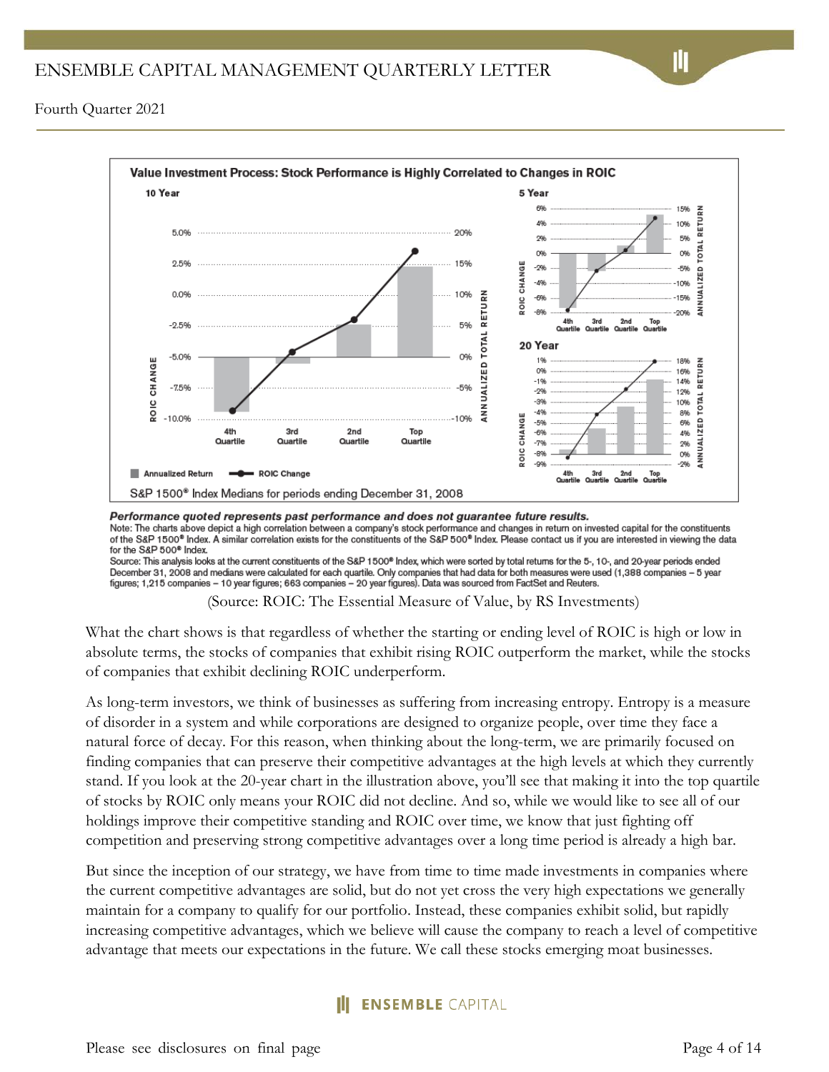**Value Investment Process: Stock Performance is Highly Correlated to Changes in ROIC**

S&P 1500® Index Medians for periods ending December 31, 2008

***Performance quoted represents past performance and does not guarantee future results.***

Note: The charts above depict a high correlation between a company's stock performance and changes in return on invested capital for the constituents of the S&P 1500® Index. A similar correlation exists for the constituents of the S&P 500® Index. Please contact us if you are interested in viewing the data for the S&P 500® Index.

Source: This analysis looks at the current constituents of the S&P 1500® Index, which were sorted by total returns for the 5-, 10-, and 20-year periods ended December 31, 2008 and medians were calculated for each quartile. Only companies that had data for both measures were used (1,388 companies – 5 year figures; 1,215 companies – 10 year figures; 663 companies – 20 year figures). Data was sourced from FactSet and Reuters.

(Source: ROIC: The Essential Measure of Value, by RS Investments)

What the chart shows is that regardless of whether the starting or ending level of ROIC is high or low in absolute terms, the stocks of companies that exhibit rising ROIC outperform the market, while the stocks of companies that exhibit declining ROIC underperform.

As long-term investors, we think of businesses as suffering from increasing entropy. Entropy is a measure of disorder in a system and while corporations are designed to organize people, over time they face a natural force of decay. For this reason, when thinking about the long-term, we are primarily focused on finding companies that can preserve their competitive advantages at the high levels at which they currently stand. If you look at the 20-year chart in the illustration above, you'll see that making it into the top quartile of stocks by ROIC only means your ROIC did not decline. And so, while we would like to see all of our holdings improve their competitive standing and ROIC over time, we know that just fighting off competition and preserving strong competitive advantages over a long time period is already a high bar.

But since the inception of our strategy, we have from time to time made investments in companies where the current competitive advantages are solid, but do not yet cross the very high expectations we generally maintain for a company to qualify for our portfolio. Instead, these companies exhibit solid, but rapidly increasing competitive advantages, which we believe will cause the company to reach a level of competitive advantage that meets our expectations in the future. We call these stocks emerging moat businesses.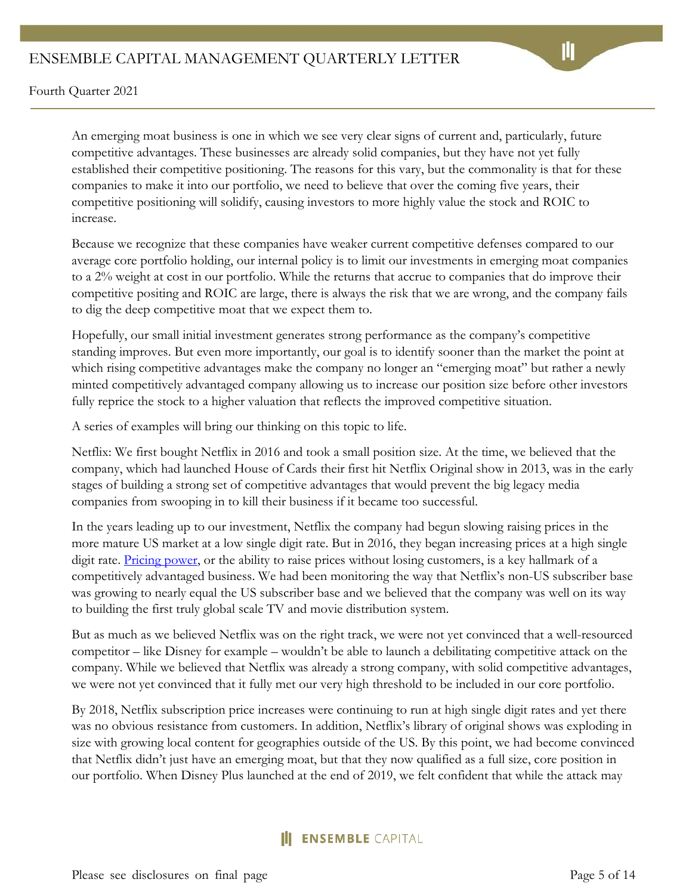An emerging moat business is one in which we see very clear signs of current and, particularly, future competitive advantages. These businesses are already solid companies, but they have not yet fully established their competitive positioning. The reasons for this vary, but the commonality is that for these companies to make it into our portfolio, we need to believe that over the coming five years, their competitive positioning will solidify, causing investors to more highly value the stock and ROIC to increase.

Because we recognize that these companies have weaker current competitive defenses compared to our average core portfolio holding, our internal policy is to limit our investments in emerging moat companies to a 2% weight at cost in our portfolio. While the returns that accrue to companies that do improve their competitive positing and ROIC are large, there is always the risk that we are wrong, and the company fails to dig the deep competitive moat that we expect them to.

Hopefully, our small initial investment generates strong performance as the company's competitive standing improves. But even more importantly, our goal is to identify sooner than the market the point at which rising competitive advantages make the company no longer an "emerging moat" but rather a newly minted competitively advantaged company allowing us to increase our position size before other investors fully reprice the stock to a higher valuation that reflects the improved competitive situation.

A series of examples will bring our thinking on this topic to life.

Netflix: We first bought Netflix in 2016 and took a small position size. At the time, we believed that the company, which had launched House of Cards their first hit Netflix Original show in 2013, was in the early stages of building a strong set of competitive advantages that would prevent the big legacy media companies from swooping in to kill their business if it became too successful.

In the years leading up to our investment, Netflix the company had begun slowing raising prices in the more mature US market at a low single digit rate. But in 2016, they began increasing prices at a high single digit rate. Pricing power, or the ability to raise prices without losing customers, is a key hallmark of a competitively advantaged business. We had been monitoring the way that Netflix's non-US subscriber base was growing to nearly equal the US subscriber base and we believed that the company was well on its way to building the first truly global scale TV and movie distribution system.

But as much as we believed Netflix was on the right track, we were not yet convinced that a well-resourced competitor – like Disney for example – wouldn't be able to launch a debilitating competitive attack on the company. While we believed that Netflix was already a strong company, with solid competitive advantages, we were not yet convinced that it fully met our very high threshold to be included in our core portfolio.

By 2018, Netflix subscription price increases were continuing to run at high single digit rates and yet there was no obvious resistance from customers. In addition, Netflix's library of original shows was exploding in size with growing local content for geographies outside of the US. By this point, we had become convinced that Netflix didn't just have an emerging moat, but that they now qualified as a full size, core position in our portfolio. When Disney Plus launched at the end of 2019, we felt confident that while the attack may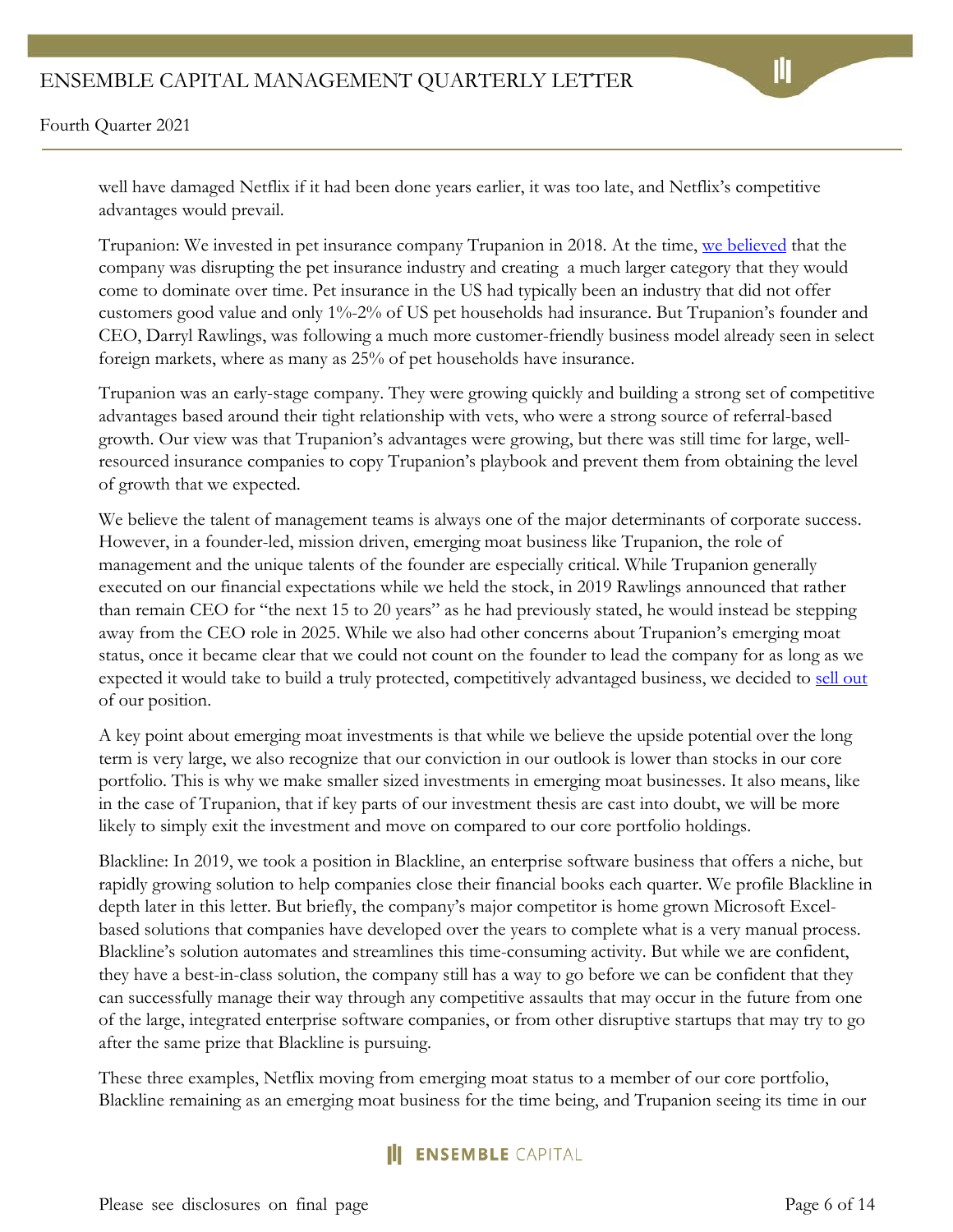well have damaged Netflix if it had been done years earlier, it was too late, and Netflix's competitive advantages would prevail.

Trupanion: We invested in pet insurance company Trupanion in 2018. At the time, we believed that the company was disrupting the pet insurance industry and creating a much larger category that they would come to dominate over time. Pet insurance in the US had typically been an industry that did not offer customers good value and only 1%-2% of US pet households had insurance. But Trupanion's founder and CEO, Darryl Rawlings, was following a much more customer-friendly business model already seen in select foreign markets, where as many as 25% of pet households have insurance.

Trupanion was an early-stage company. They were growing quickly and building a strong set of competitive advantages based around their tight relationship with vets, who were a strong source of referral-based growth. Our view was that Trupanion's advantages were growing, but there was still time for large, well-resourced insurance companies to copy Trupanion's playbook and prevent them from obtaining the level of growth that we expected.

We believe the talent of management teams is always one of the major determinants of corporate success. However, in a founder-led, mission driven, emerging moat business like Trupanion, the role of management and the unique talents of the founder are especially critical. While Trupanion generally executed on our financial expectations while we held the stock, in 2019 Rawlings announced that rather than remain CEO for "the next 15 to 20 years" as he had previously stated, he would instead be stepping away from the CEO role in 2025. While we also had other concerns about Trupanion's emerging moat status, once it became clear that we could not count on the founder to lead the company for as long as we expected it would take to build a truly protected, competitively advantaged business, we decided to sell out of our position.

A key point about emerging moat investments is that while we believe the upside potential over the long term is very large, we also recognize that our conviction in our outlook is lower than stocks in our core portfolio. This is why we make smaller sized investments in emerging moat businesses. It also means, like in the case of Trupanion, that if key parts of our investment thesis are cast into doubt, we will be more likely to simply exit the investment and move on compared to our core portfolio holdings.

Blackline: In 2019, we took a position in Blackline, an enterprise software business that offers a niche, but rapidly growing solution to help companies close their financial books each quarter. We profile Blackline in depth later in this letter. But briefly, the company's major competitor is home grown Microsoft Excel-based solutions that companies have developed over the years to complete what is a very manual process. Blackline's solution automates and streamlines this time-consuming activity. But while we are confident, they have a best-in-class solution, the company still has a way to go before we can be confident that they can successfully manage their way through any competitive assaults that may occur in the future from one of the large, integrated enterprise software companies, or from other disruptive startups that may try to go after the same prize that Blackline is pursuing.

These three examples, Netflix moving from emerging moat status to a member of our core portfolio, Blackline remaining as an emerging moat business for the time being, and Trupanion seeing its time in our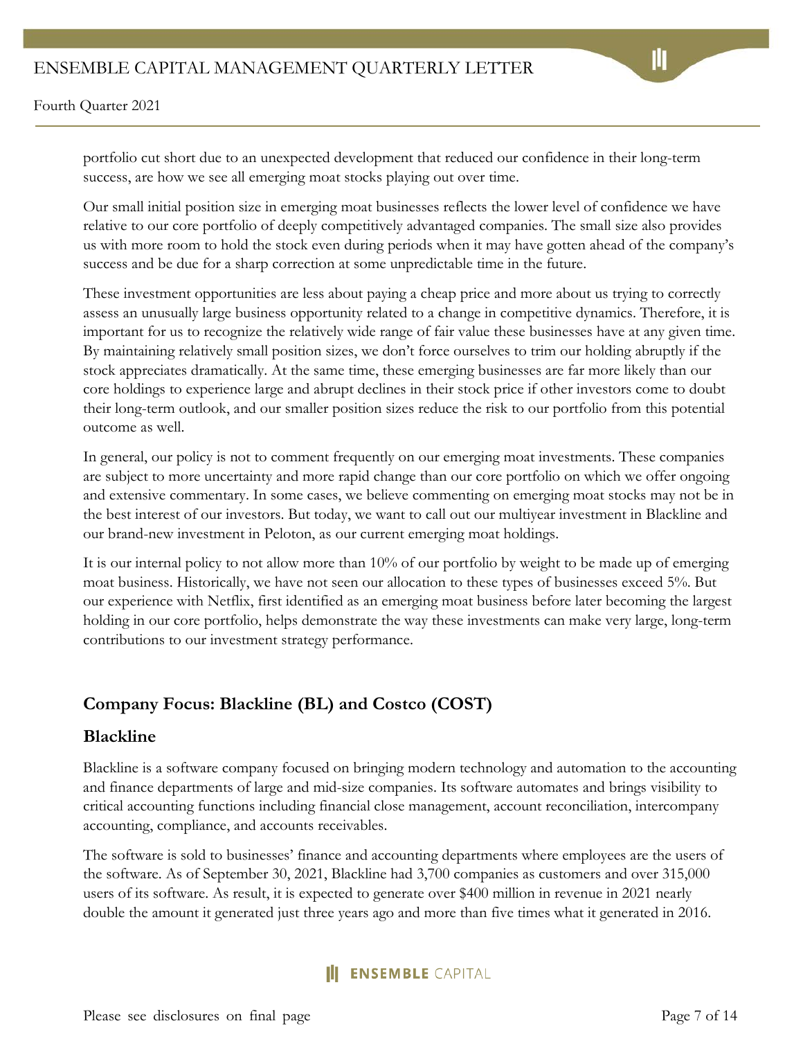portfolio cut short due to an unexpected development that reduced our confidence in their long-term success, are how we see all emerging moat stocks playing out over time.

Our small initial position size in emerging moat businesses reflects the lower level of confidence we have relative to our core portfolio of deeply competitively advantaged companies. The small size also provides us with more room to hold the stock even during periods when it may have gotten ahead of the company's success and be due for a sharp correction at some unpredictable time in the future.

These investment opportunities are less about paying a cheap price and more about us trying to correctly assess an unusually large business opportunity related to a change in competitive dynamics. Therefore, it is important for us to recognize the relatively wide range of fair value these businesses have at any given time. By maintaining relatively small position sizes, we don't force ourselves to trim our holding abruptly if the stock appreciates dramatically. At the same time, these emerging businesses are far more likely than our core holdings to experience large and abrupt declines in their stock price if other investors come to doubt their long-term outlook, and our smaller position sizes reduce the risk to our portfolio from this potential outcome as well.

In general, our policy is not to comment frequently on our emerging moat investments. These companies are subject to more uncertainty and more rapid change than our core portfolio on which we offer ongoing and extensive commentary. In some cases, we believe commenting on emerging moat stocks may not be in the best interest of our investors. But today, we want to call out our multiyear investment in Blackline and our brand-new investment in Peloton, as our current emerging moat holdings.

It is our internal policy to not allow more than 10% of our portfolio by weight to be made up of emerging moat business. Historically, we have not seen our allocation to these types of businesses exceed 5%. But our experience with Netflix, first identified as an emerging moat business before later becoming the largest holding in our core portfolio, helps demonstrate the way these investments can make very large, long-term contributions to our investment strategy performance.

## Company Focus: Blackline (BL) and Costco (COST)

### Blackline

Blackline is a software company focused on bringing modern technology and automation to the accounting and finance departments of large and mid-size companies. Its software automates and brings visibility to critical accounting functions including financial close management, account reconciliation, intercompany accounting, compliance, and accounts receivables.

The software is sold to businesses' finance and accounting departments where employees are the users of the software. As of September 30, 2021, Blackline had 3,700 companies as customers and over 315,000 users of its software. As result, it is expected to generate over $400 million in revenue in 2021 nearly double the amount it generated just three years ago and more than five times what it generated in 2016.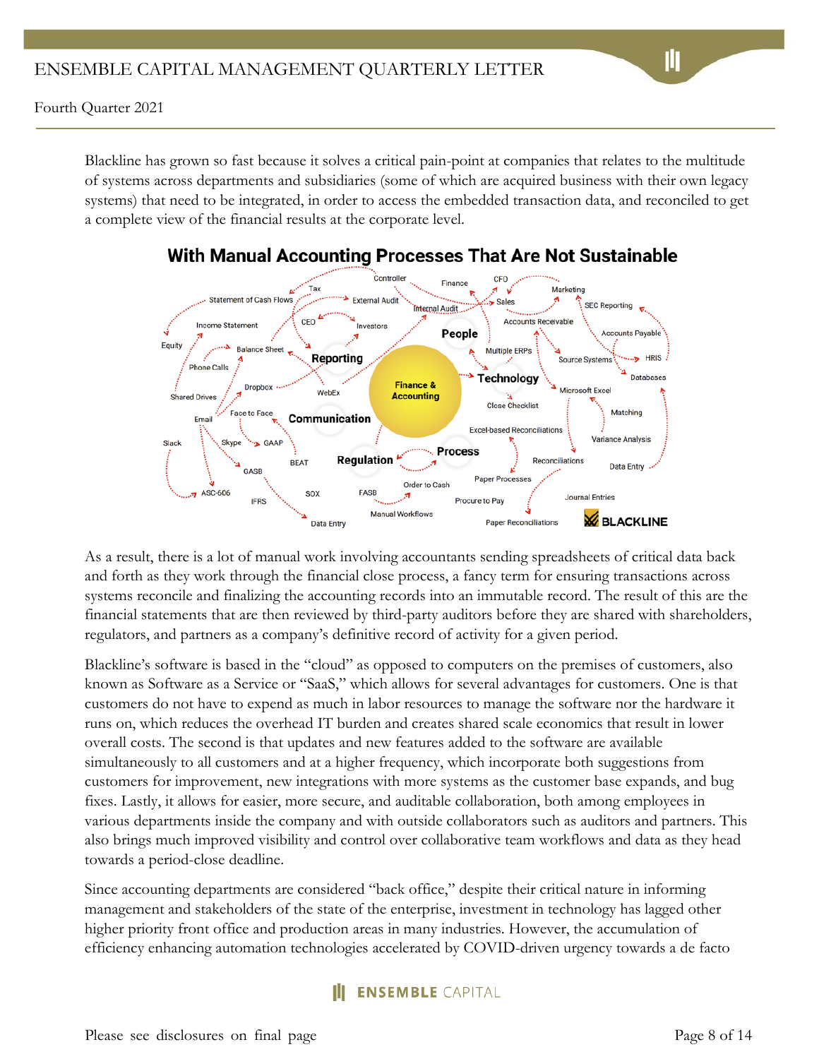Blackline has grown so fast because it solves a critical pain-point at companies that relates to the multitude of systems across departments and subsidiaries (some of which are acquired business with their own legacy systems) that need to be integrated, in order to access the embedded transaction data, and reconciled to get a complete view of the financial results at the corporate level.

**With Manual Accounting Processes That Are Not Sustainable**

Controller, Finance, CFO, Marketing, Tax, Statement of Cash Flows, External Audit, Internal Audit, Sales, SEC Reporting, CEO, Investors, Accounts Receivable, Income Statement, Accounts Payable, People, Equity, Balance Sheet, Multiple ERPs, Reporting, Source Systems, HRIS, Phone Calls, Finance & Accounting, Technology, Databases, Dropbox, WebEx, Microsoft Excel, Shared Drives, Close Checklist, Face to Face, Communication, Matching, Email, Excel-based Reconciliations, Variance Analysis, Slack, Skype, GAAP, Process, BEAT, Regulation, Reconciliations, Data Entry, GASB, Order to Cash, Paper Processes, ASC-606, SOX, FASB, Procure to Pay, Journal Entries, IFRS, Manual Workflows, Data Entry, Paper Reconciliations, BLACKLINE

As a result, there is a lot of manual work involving accountants sending spreadsheets of critical data back and forth as they work through the financial close process, a fancy term for ensuring transactions across systems reconcile and finalizing the accounting records into an immutable record. The result of this are the financial statements that are then reviewed by third-party auditors before they are shared with shareholders, regulators, and partners as a company's definitive record of activity for a given period.

Blackline's software is based in the "cloud" as opposed to computers on the premises of customers, also known as Software as a Service or "SaaS," which allows for several advantages for customers. One is that customers do not have to expend as much in labor resources to manage the software nor the hardware it runs on, which reduces the overhead IT burden and creates shared scale economics that result in lower overall costs. The second is that updates and new features added to the software are available simultaneously to all customers and at a higher frequency, which incorporate both suggestions from customers for improvement, new integrations with more systems as the customer base expands, and bug fixes. Lastly, it allows for easier, more secure, and auditable collaboration, both among employees in various departments inside the company and with outside collaborators such as auditors and partners. This also brings much improved visibility and control over collaborative team workflows and data as they head towards a period-close deadline.

Since accounting departments are considered "back office," despite their critical nature in informing management and stakeholders of the state of the enterprise, investment in technology has lagged other higher priority front office and production areas in many industries. However, the accumulation of efficiency enhancing automation technologies accelerated by COVID-driven urgency towards a de facto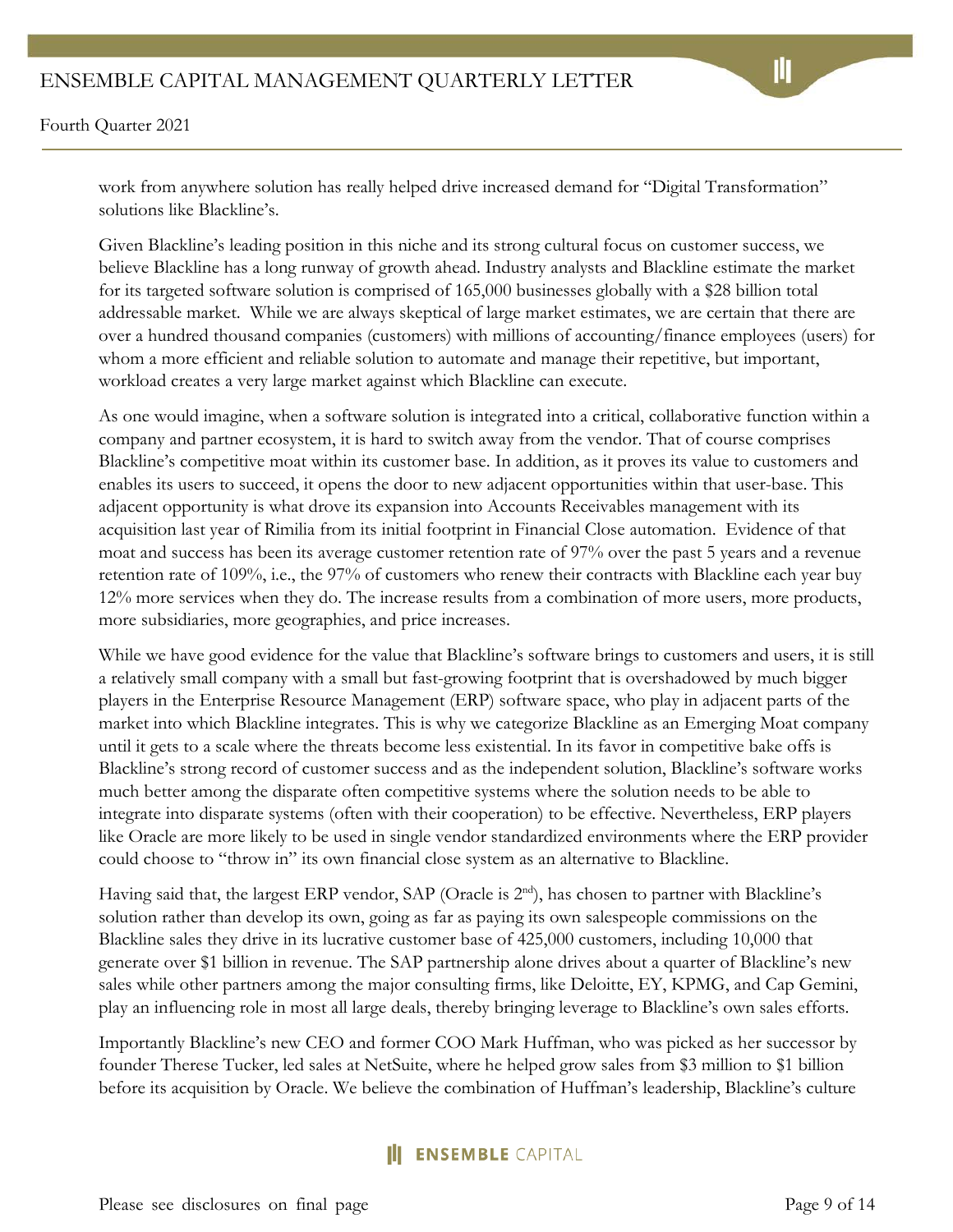work from anywhere solution has really helped drive increased demand for "Digital Transformation" solutions like Blackline's.

Given Blackline's leading position in this niche and its strong cultural focus on customer success, we believe Blackline has a long runway of growth ahead. Industry analysts and Blackline estimate the market for its targeted software solution is comprised of 165,000 businesses globally with a $28 billion total addressable market. While we are always skeptical of large market estimates, we are certain that there are over a hundred thousand companies (customers) with millions of accounting/finance employees (users) for whom a more efficient and reliable solution to automate and manage their repetitive, but important, workload creates a very large market against which Blackline can execute.

As one would imagine, when a software solution is integrated into a critical, collaborative function within a company and partner ecosystem, it is hard to switch away from the vendor. That of course comprises Blackline's competitive moat within its customer base. In addition, as it proves its value to customers and enables its users to succeed, it opens the door to new adjacent opportunities within that user-base. This adjacent opportunity is what drove its expansion into Accounts Receivables management with its acquisition last year of Rimilia from its initial footprint in Financial Close automation. Evidence of that moat and success has been its average customer retention rate of 97% over the past 5 years and a revenue retention rate of 109%, i.e., the 97% of customers who renew their contracts with Blackline each year buy 12% more services when they do. The increase results from a combination of more users, more products, more subsidiaries, more geographies, and price increases.

While we have good evidence for the value that Blackline's software brings to customers and users, it is still a relatively small company with a small but fast-growing footprint that is overshadowed by much bigger players in the Enterprise Resource Management (ERP) software space, who play in adjacent parts of the market into which Blackline integrates. This is why we categorize Blackline as an Emerging Moat company until it gets to a scale where the threats become less existential. In its favor in competitive bake offs is Blackline's strong record of customer success and as the independent solution, Blackline's software works much better among the disparate often competitive systems where the solution needs to be able to integrate into disparate systems (often with their cooperation) to be effective. Nevertheless, ERP players like Oracle are more likely to be used in single vendor standardized environments where the ERP provider could choose to "throw in" its own financial close system as an alternative to Blackline.

Having said that, the largest ERP vendor, SAP (Oracle is 2nd), has chosen to partner with Blackline's solution rather than develop its own, going as far as paying its own salespeople commissions on the Blackline sales they drive in its lucrative customer base of 425,000 customers, including 10,000 that generate over $1 billion in revenue. The SAP partnership alone drives about a quarter of Blackline's new sales while other partners among the major consulting firms, like Deloitte, EY, KPMG, and Cap Gemini, play an influencing role in most all large deals, thereby bringing leverage to Blackline's own sales efforts.

Importantly Blackline's new CEO and former COO Mark Huffman, who was picked as her successor by founder Therese Tucker, led sales at NetSuite, where he helped grow sales from $3 million to $1 billion before its acquisition by Oracle. We believe the combination of Huffman's leadership, Blackline's culture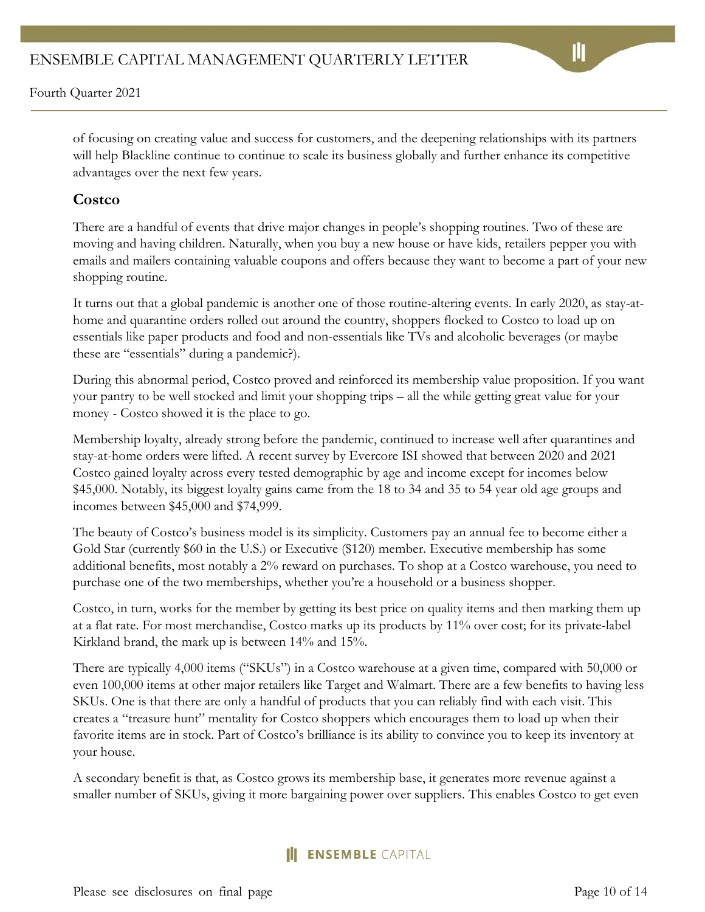of focusing on creating value and success for customers, and the deepening relationships with its partners will help Blackline continue to continue to scale its business globally and further enhance its competitive advantages over the next few years.

### Costco

There are a handful of events that drive major changes in people's shopping routines. Two of these are moving and having children. Naturally, when you buy a new house or have kids, retailers pepper you with emails and mailers containing valuable coupons and offers because they want to become a part of your new shopping routine.

It turns out that a global pandemic is another one of those routine-altering events. In early 2020, as stay-at-home and quarantine orders rolled out around the country, shoppers flocked to Costco to load up on essentials like paper products and food and non-essentials like TVs and alcoholic beverages (or maybe these are "essentials" during a pandemic?).

During this abnormal period, Costco proved and reinforced its membership value proposition. If you want your pantry to be well stocked and limit your shopping trips – all the while getting great value for your money - Costco showed it is the place to go.

Membership loyalty, already strong before the pandemic, continued to increase well after quarantines and stay-at-home orders were lifted. A recent survey by Evercore ISI showed that between 2020 and 2021 Costco gained loyalty across every tested demographic by age and income except for incomes below $45,000. Notably, its biggest loyalty gains came from the 18 to 34 and 35 to 54 year old age groups and incomes between $45,000 and $74,999.

The beauty of Costco's business model is its simplicity. Customers pay an annual fee to become either a Gold Star (currently $60 in the U.S.) or Executive ($120) member. Executive membership has some additional benefits, most notably a 2% reward on purchases. To shop at a Costco warehouse, you need to purchase one of the two memberships, whether you're a household or a business shopper.

Costco, in turn, works for the member by getting its best price on quality items and then marking them up at a flat rate. For most merchandise, Costco marks up its products by 11% over cost; for its private-label Kirkland brand, the mark up is between 14% and 15%.

There are typically 4,000 items ("SKUs") in a Costco warehouse at a given time, compared with 50,000 or even 100,000 items at other major retailers like Target and Walmart. There are a few benefits to having less SKUs. One is that there are only a handful of products that you can reliably find with each visit. This creates a "treasure hunt" mentality for Costco shoppers which encourages them to load up when their favorite items are in stock. Part of Costco's brilliance is its ability to convince you to keep its inventory at your house.

A secondary benefit is that, as Costco grows its membership base, it generates more revenue against a smaller number of SKUs, giving it more bargaining power over suppliers. This enables Costco to get even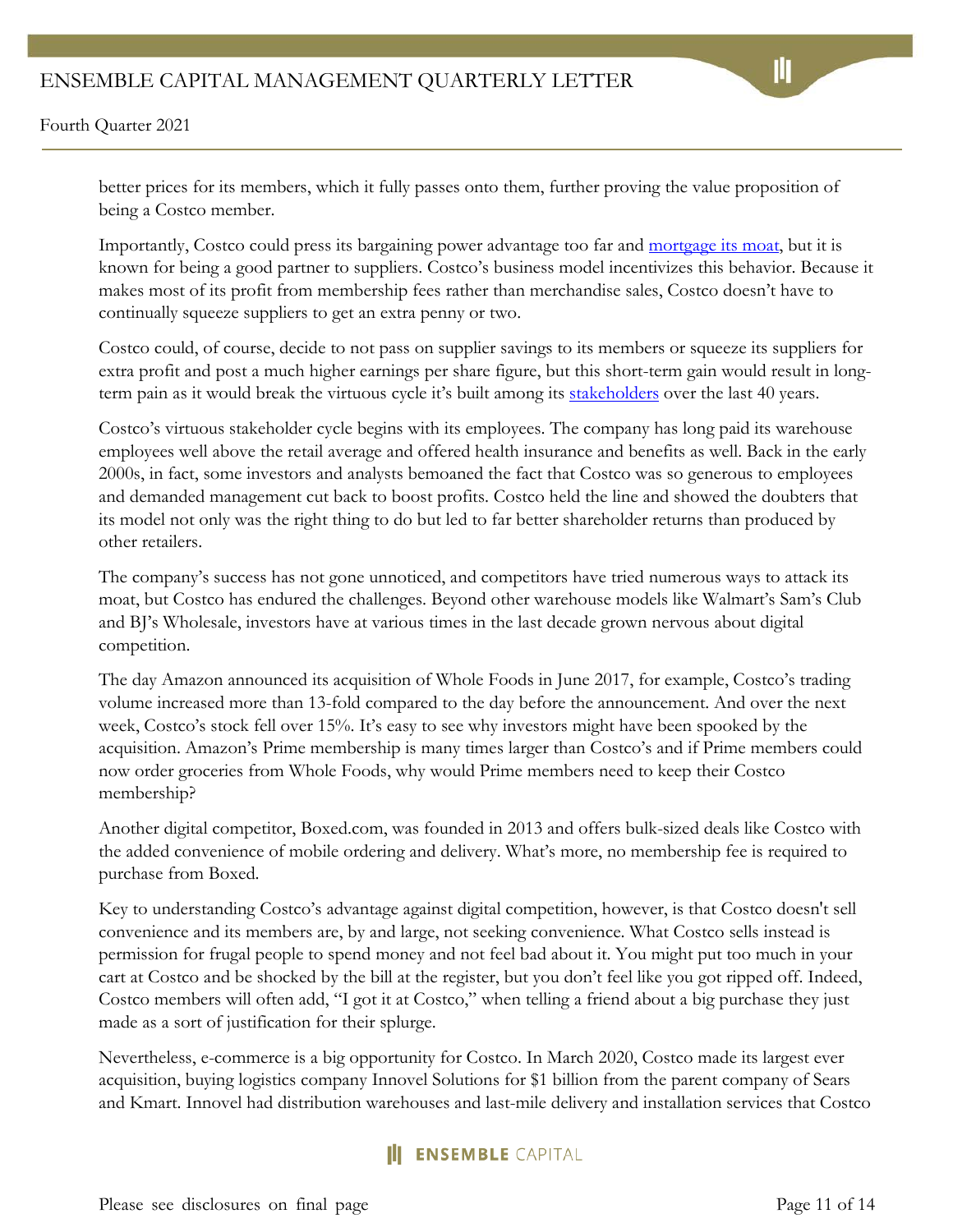better prices for its members, which it fully passes onto them, further proving the value proposition of being a Costco member.

Importantly, Costco could press its bargaining power advantage too far and mortgage its moat, but it is known for being a good partner to suppliers. Costco's business model incentivizes this behavior. Because it makes most of its profit from membership fees rather than merchandise sales, Costco doesn't have to continually squeeze suppliers to get an extra penny or two.

Costco could, of course, decide to not pass on supplier savings to its members or squeeze its suppliers for extra profit and post a much higher earnings per share figure, but this short-term gain would result in long-term pain as it would break the virtuous cycle it's built among its stakeholders over the last 40 years.

Costco's virtuous stakeholder cycle begins with its employees. The company has long paid its warehouse employees well above the retail average and offered health insurance and benefits as well. Back in the early 2000s, in fact, some investors and analysts bemoaned the fact that Costco was so generous to employees and demanded management cut back to boost profits. Costco held the line and showed the doubters that its model not only was the right thing to do but led to far better shareholder returns than produced by other retailers.

The company's success has not gone unnoticed, and competitors have tried numerous ways to attack its moat, but Costco has endured the challenges. Beyond other warehouse models like Walmart's Sam's Club and BJ's Wholesale, investors have at various times in the last decade grown nervous about digital competition.

The day Amazon announced its acquisition of Whole Foods in June 2017, for example, Costco's trading volume increased more than 13-fold compared to the day before the announcement. And over the next week, Costco's stock fell over 15%. It's easy to see why investors might have been spooked by the acquisition. Amazon's Prime membership is many times larger than Costco's and if Prime members could now order groceries from Whole Foods, why would Prime members need to keep their Costco membership?

Another digital competitor, Boxed.com, was founded in 2013 and offers bulk-sized deals like Costco with the added convenience of mobile ordering and delivery. What's more, no membership fee is required to purchase from Boxed.

Key to understanding Costco's advantage against digital competition, however, is that Costco doesn't sell convenience and its members are, by and large, not seeking convenience. What Costco sells instead is permission for frugal people to spend money and not feel bad about it. You might put too much in your cart at Costco and be shocked by the bill at the register, but you don't feel like you got ripped off. Indeed, Costco members will often add, "I got it at Costco," when telling a friend about a big purchase they just made as a sort of justification for their splurge.

Nevertheless, e-commerce is a big opportunity for Costco. In March 2020, Costco made its largest ever acquisition, buying logistics company Innovel Solutions for $1 billion from the parent company of Sears and Kmart. Innovel had distribution warehouses and last-mile delivery and installation services that Costco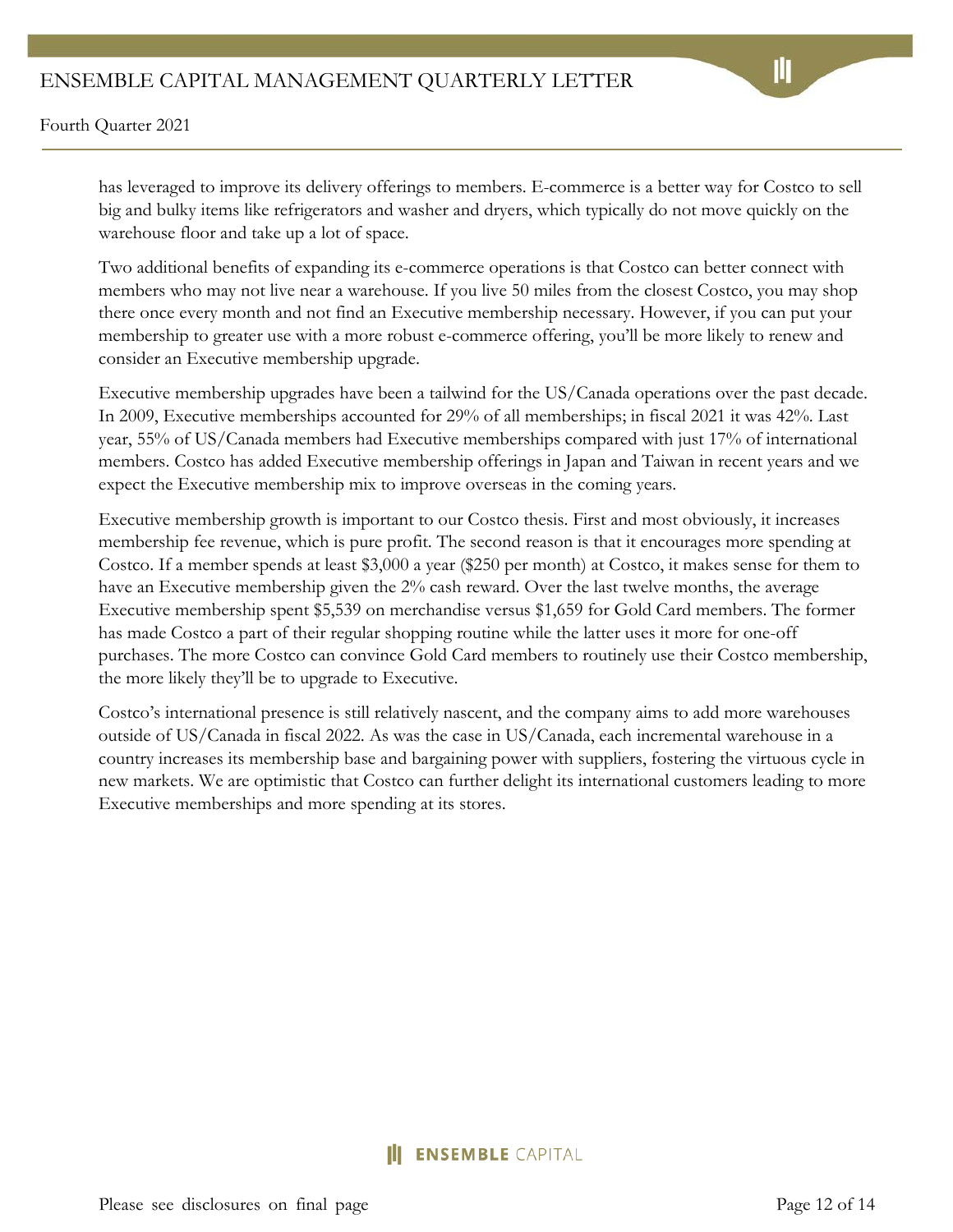has leveraged to improve its delivery offerings to members. E-commerce is a better way for Costco to sell big and bulky items like refrigerators and washer and dryers, which typically do not move quickly on the warehouse floor and take up a lot of space.

Two additional benefits of expanding its e-commerce operations is that Costco can better connect with members who may not live near a warehouse. If you live 50 miles from the closest Costco, you may shop there once every month and not find an Executive membership necessary. However, if you can put your membership to greater use with a more robust e-commerce offering, you'll be more likely to renew and consider an Executive membership upgrade.

Executive membership upgrades have been a tailwind for the US/Canada operations over the past decade. In 2009, Executive memberships accounted for 29% of all memberships; in fiscal 2021 it was 42%. Last year, 55% of US/Canada members had Executive memberships compared with just 17% of international members. Costco has added Executive membership offerings in Japan and Taiwan in recent years and we expect the Executive membership mix to improve overseas in the coming years.

Executive membership growth is important to our Costco thesis. First and most obviously, it increases membership fee revenue, which is pure profit. The second reason is that it encourages more spending at Costco. If a member spends at least $3,000 a year ($250 per month) at Costco, it makes sense for them to have an Executive membership given the 2% cash reward. Over the last twelve months, the average Executive membership spent $5,539 on merchandise versus $1,659 for Gold Card members. The former has made Costco a part of their regular shopping routine while the latter uses it more for one-off purchases. The more Costco can convince Gold Card members to routinely use their Costco membership, the more likely they'll be to upgrade to Executive.

Costco's international presence is still relatively nascent, and the company aims to add more warehouses outside of US/Canada in fiscal 2022. As was the case in US/Canada, each incremental warehouse in a country increases its membership base and bargaining power with suppliers, fostering the virtuous cycle in new markets. We are optimistic that Costco can further delight its international customers leading to more Executive memberships and more spending at its stores.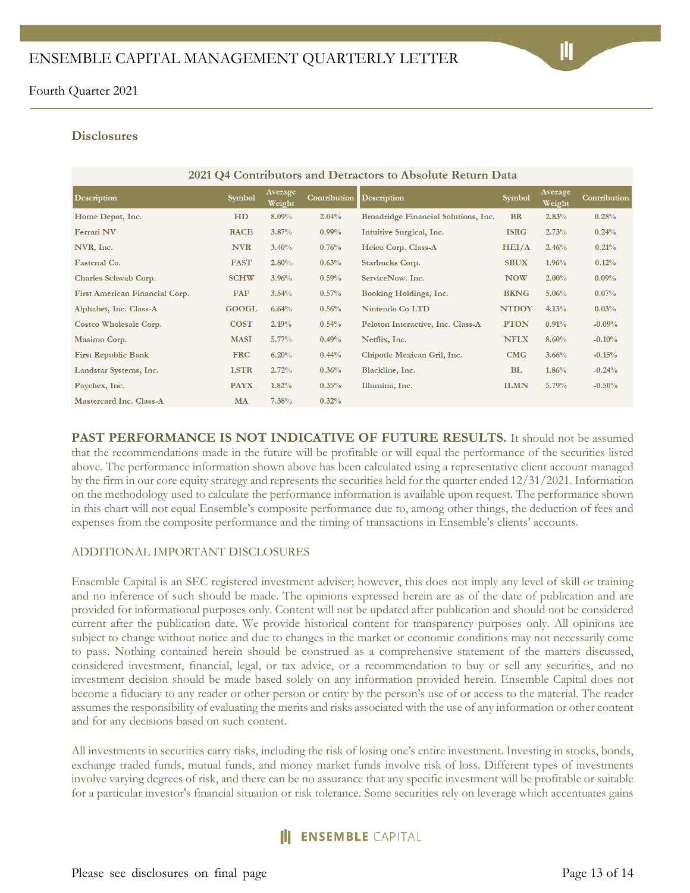### Disclosures

**2021 Q4 Contributors and Detractors to Absolute Return Data**

| Description | Symbol | Average Weight | Contribution | Description | Symbol | Average Weight | Contribution |
|---|---|---|---|---|---|---|---|
| Home Depot, Inc. | HD | 8.09% | 2.04% | Broadridge Financial Solutions, Inc. | BR | 2.83% | 0.28% |
| Ferrari NV | RACE | 3.87% | 0.99% | Intuitive Surgical, Inc. | ISRG | 2.73% | 0.24% |
| NVR, Inc. | NVR | 3.40% | 0.76% | Heico Corp. Class-A | HEI/A | 2.46% | 0.21% |
| Fastenal Co. | FAST | 2.80% | 0.63% | Starbucks Corp. | SBUX | 1.96% | 0.12% |
| Charles Schwab Corp. | SCHW | 3.96% | 0.59% | ServiceNow. Inc. | NOW | 2.00% | 0.09% |
| First American Financial Corp. | FAF | 3.54% | 0.57% | Booking Holdings, Inc. | BKNG | 5.06% | 0.07% |
| Alphabet, Inc. Class-A | GOOGL | 6.64% | 0.56% | Nintendo Co LTD | NTDOY | 4.13% | 0.03% |
| Costco Wholesale Corp. | COST | 2.19% | 0.54% | Peloton Interactive, Inc. Class-A | PTON | 0.91% | -0.09% |
| Masimo Corp. | MASI | 5.77% | 0.49% | Netflix, Inc. | NFLX | 8.60% | -0.10% |
| First Republic Bank | FRC | 6.20% | 0.44% | Chipotle Mexican Gril, Inc. | CMG | 3.66% | -0.15% |
| Landstar Systems, Inc. | LSTR | 2.72% | 0.36% | Blackline, Inc. | BL | 1.86% | -0.24% |
| Paychex, Inc. | PAYX | 1.82% | 0.35% | Illumina, Inc. | ILMN | 5.79% | -0.50% |
| Mastercard Inc. Class-A | MA | 7.38% | 0.32% | | | | |

**PAST PERFORMANCE IS NOT INDICATIVE OF FUTURE RESULTS.** It should not be assumed that the recommendations made in the future will be profitable or will equal the performance of the securities listed above. The performance information shown above has been calculated using a representative client account managed by the firm in our core equity strategy and represents the securities held for the quarter ended 12/31/2021. Information on the methodology used to calculate the performance information is available upon request. The performance shown in this chart will not equal Ensemble's composite performance due to, among other things, the deduction of fees and expenses from the composite performance and the timing of transactions in Ensemble's clients' accounts.

ADDITIONAL IMPORTANT DISCLOSURES

Ensemble Capital is an SEC registered investment adviser; however, this does not imply any level of skill or training and no inference of such should be made. The opinions expressed herein are as of the date of publication and are provided for informational purposes only. Content will not be updated after publication and should not be considered current after the publication date. We provide historical content for transparency purposes only. All opinions are subject to change without notice and due to changes in the market or economic conditions may not necessarily come to pass. Nothing contained herein should be construed as a comprehensive statement of the matters discussed, considered investment, financial, legal, or tax advice, or a recommendation to buy or sell any securities, and no investment decision should be made based solely on any information provided herein. Ensemble Capital does not become a fiduciary to any reader or other person or entity by the person's use of or access to the material. The reader assumes the responsibility of evaluating the merits and risks associated with the use of any information or other content and for any decisions based on such content.

All investments in securities carry risks, including the risk of losing one's entire investment. Investing in stocks, bonds, exchange traded funds, mutual funds, and money market funds involve risk of loss. Different types of investments involve varying degrees of risk, and there can be no assurance that any specific investment will be profitable or suitable for a particular investor's financial situation or risk tolerance. Some securities rely on leverage which accentuates gains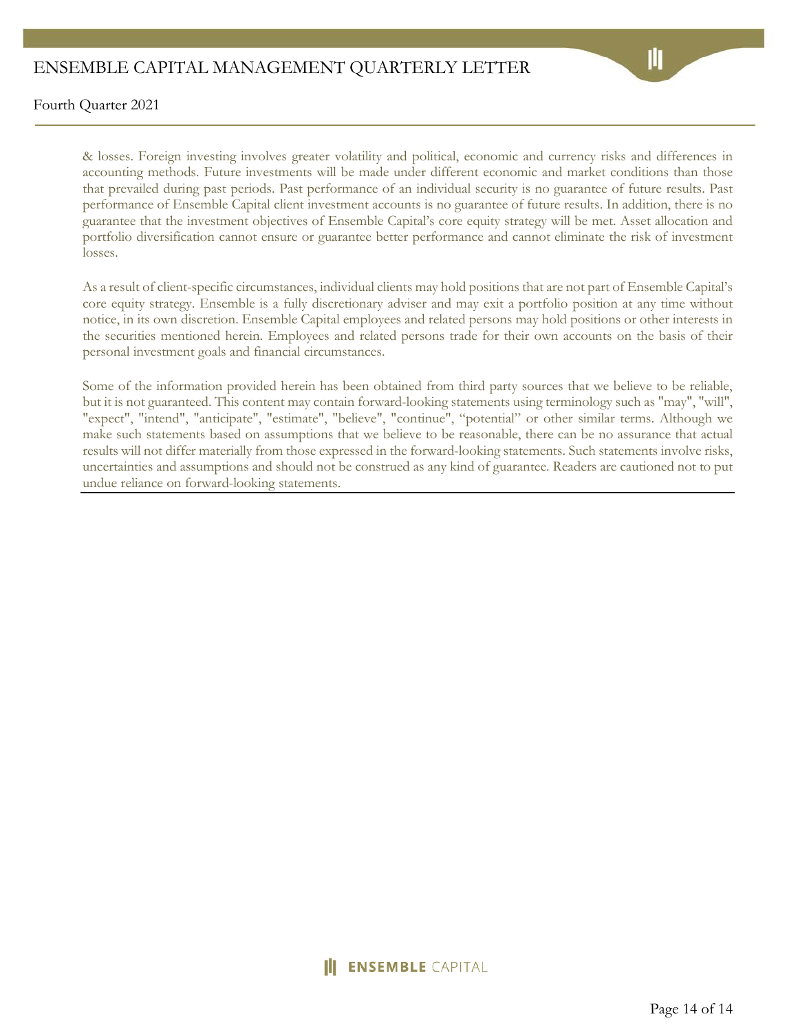& losses. Foreign investing involves greater volatility and political, economic and currency risks and differences in accounting methods. Future investments will be made under different economic and market conditions than those that prevailed during past periods. Past performance of an individual security is no guarantee of future results. Past performance of Ensemble Capital client investment accounts is no guarantee of future results. In addition, there is no guarantee that the investment objectives of Ensemble Capital's core equity strategy will be met. Asset allocation and portfolio diversification cannot ensure or guarantee better performance and cannot eliminate the risk of investment losses.

As a result of client-specific circumstances, individual clients may hold positions that are not part of Ensemble Capital's core equity strategy. Ensemble is a fully discretionary adviser and may exit a portfolio position at any time without notice, in its own discretion. Ensemble Capital employees and related persons may hold positions or other interests in the securities mentioned herein. Employees and related persons trade for their own accounts on the basis of their personal investment goals and financial circumstances.

Some of the information provided herein has been obtained from third party sources that we believe to be reliable, but it is not guaranteed. This content may contain forward-looking statements using terminology such as "may", "will", "expect", "intend", "anticipate", "estimate", "believe", "continue", "potential" or other similar terms. Although we make such statements based on assumptions that we believe to be reasonable, there can be no assurance that actual results will not differ materially from those expressed in the forward-looking statements. Such statements involve risks, uncertainties and assumptions and should not be construed as any kind of guarantee. Readers are cautioned not to put undue reliance on forward-looking statements.